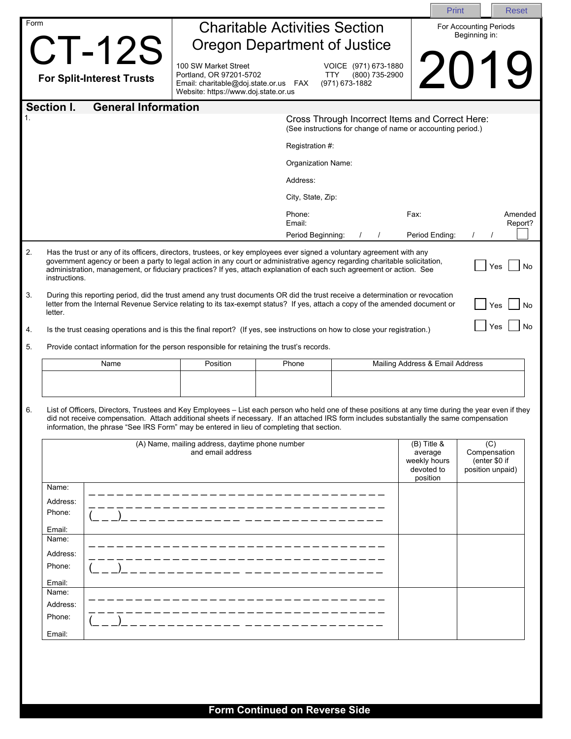Form

# CT-12S

**For Split-Interest Trusts**

## Charitable Activities Section
## Oregon Department of Justice

100 SW Market Street
Portland, OR 97201-5702
Email: charitable@doj.state.or.us
Website: https://www.doj.state.or.us

VOICE (971) 673-1880
TTY (800) 735-2900
FAX (971) 673-1882

For Accounting Periods Beginning in:

# 2019

## Section I. General Information

1.

Cross Through Incorrect Items and Correct Here:
(See instructions for change of name or accounting period.)

Registration #:

Organization Name:

Address:

City, State, Zip:

Phone:

Fax:

Email:

Amended Report? ☐

Period Beginning: / /

Period Ending: / /

2. Has the trust or any of its officers, directors, trustees, or key employees ever signed a voluntary agreement with any government agency or been a party to legal action in any court or administrative agency regarding charitable solicitation, administration, management, or fiduciary practices? If yes, attach explanation of each such agreement or action. See instructions. ☐ Yes ☐ No

3. During this reporting period, did the trust amend any trust documents OR did the trust receive a determination or revocation letter from the Internal Revenue Service relating to its tax-exempt status? If yes, attach a copy of the amended document or letter. ☐ Yes ☐ No

4. Is the trust ceasing operations and is this the final report? (If yes, see instructions on how to close your registration.) ☐ Yes ☐ No

5. Provide contact information for the person responsible for retaining the trust's records.

| Name | Position | Phone | Mailing Address & Email Address |
|---|---|---|---|
| | | | |

6. List of Officers, Directors, Trustees and Key Employees – List each person who held one of these positions at any time during the year even if they did not receive compensation. Attach additional sheets if necessary. If an attached IRS form includes substantially the same compensation information, the phrase "See IRS Form" may be entered in lieu of completing that section.

| (A) Name, mailing address, daytime phone number and email address | | (B) Title & average weekly hours devoted to position | (C) Compensation (enter $0 if position unpaid) |
|---|---|---|---|
| Name:<br>Address:<br>Phone:<br>Email: | ( ) | | |
| Name:<br>Address:<br>Phone:<br>Email: | ( ) | | |
| Name:<br>Address:<br>Phone:<br>Email: | ( ) | | |

**Form Continued on Reverse Side**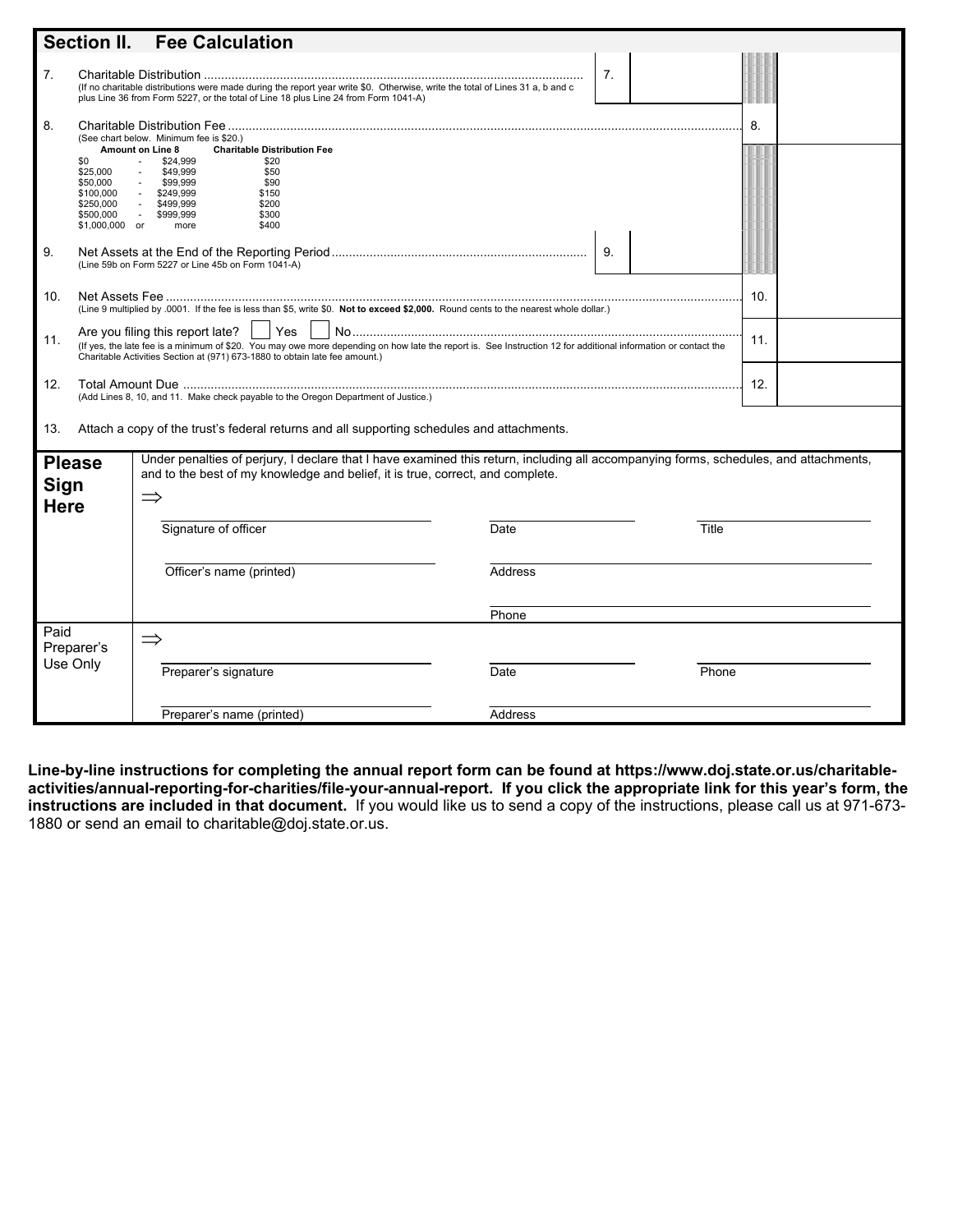## Section II. Fee Calculation

7. Charitable Distribution .......... 7. ______
(If no charitable distributions were made during the report year write $0. Otherwise, write the total of Lines 31 a, b and c plus Line 36 from Form 5227, or the total of Line 18 plus Line 24 from Form 1041-A)

8. Charitable Distribution Fee .......... 8. ______
(See chart below. Minimum fee is $20.)

| Amount on Line 8 | | | Charitable Distribution Fee |
|---|---|---|---|
| $0 | - | $24,999 | $20 |
| $25,000 | - | $49,999 | $50 |
| $50,000 | - | $99,999 | $90 |
| $100,000 | - | $249,999 | $150 |
| $250,000 | - | $499,999 | $200 |
| $500,000 | - | $999,999 | $300 |
| $1,000,000 | or | more | $400 |

9. Net Assets at the End of the Reporting Period .......... 9. ______
(Line 59b on Form 5227 or Line 45b on Form 1041-A)

10. Net Assets Fee .......... 10. ______
(Line 9 multiplied by .0001. If the fee is less than $5, write $0. **Not to exceed $2,000.** Round cents to the nearest whole dollar.)

11. Are you filing this report late? ☐ Yes ☐ No .......... 11. ______
(If yes, the late fee is a minimum of $20. You may owe more depending on how late the report is. See Instruction 12 for additional information or contact the Charitable Activities Section at (971) 673-1880 to obtain late fee amount.)

12. Total Amount Due .......... 12. ______
(Add Lines 8, 10, and 11. Make check payable to the Oregon Department of Justice.)

13. Attach a copy of the trust's federal returns and all supporting schedules and attachments.

**Please Sign Here**

Under penalties of perjury, I declare that I have examined this return, including all accompanying forms, schedules, and attachments, and to the best of my knowledge and belief, it is true, correct, and complete.

⇒

Signature of officer ______ Date ______ Title ______

Officer's name (printed) ______ Address ______

Phone ______

**Paid Preparer's Use Only**

⇒

Preparer's signature ______ Date ______ Phone ______

Preparer's name (printed) ______ Address ______

**Line-by-line instructions for completing the annual report form can be found at https://www.doj.state.or.us/charitable-activities/annual-reporting-for-charities/file-your-annual-report. If you click the appropriate link for this year's form, the instructions are included in that document.** If you would like us to send a copy of the instructions, please call us at 971-673-1880 or send an email to charitable@doj.state.or.us.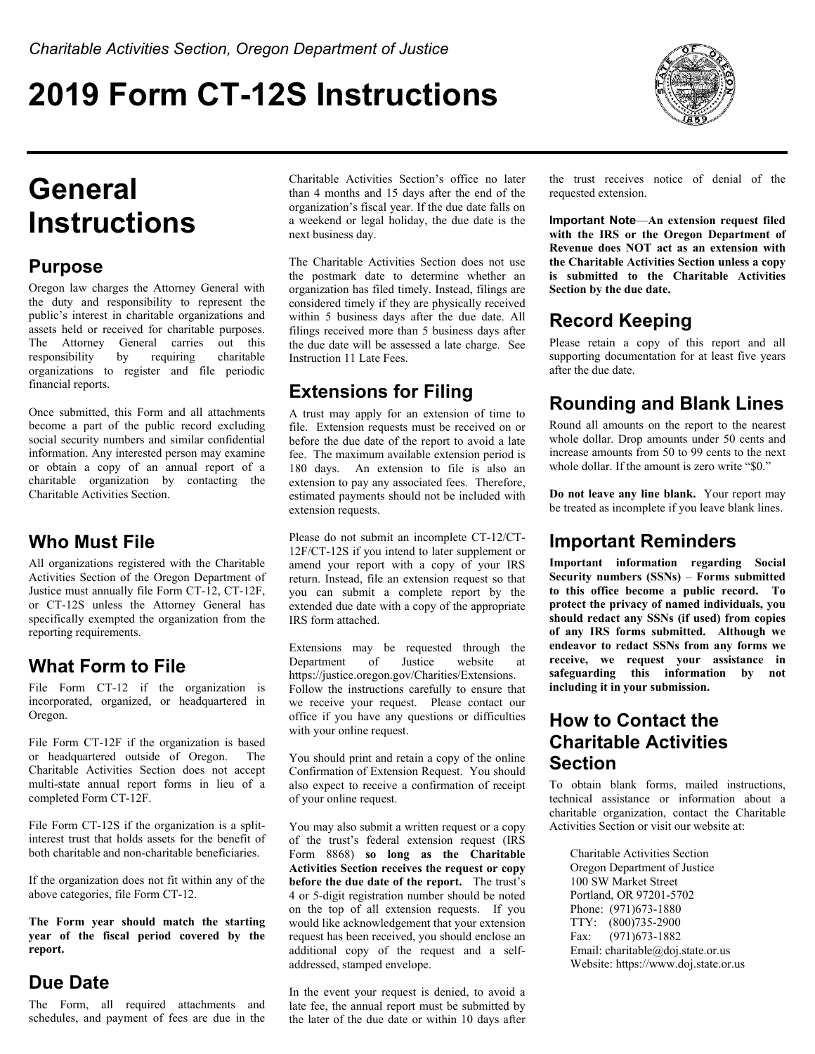Charitable Activities Section, Oregon Department of Justice

# 2019 Form CT-12S Instructions

# General Instructions

## Purpose

Oregon law charges the Attorney General with the duty and responsibility to represent the public's interest in charitable organizations and assets held or received for charitable purposes. The Attorney General carries out this responsibility by requiring charitable organizations to register and file periodic financial reports.

Once submitted, this Form and all attachments become a part of the public record excluding social security numbers and similar confidential information. Any interested person may examine or obtain a copy of an annual report of a charitable organization by contacting the Charitable Activities Section.

## Who Must File

All organizations registered with the Charitable Activities Section of the Oregon Department of Justice must annually file Form CT-12, CT-12F, or CT-12S unless the Attorney General has specifically exempted the organization from the reporting requirements.

## What Form to File

File Form CT-12 if the organization is incorporated, organized, or headquartered in Oregon.

File Form CT-12F if the organization is based or headquartered outside of Oregon. The Charitable Activities Section does not accept multi-state annual report forms in lieu of a completed Form CT-12F.

File Form CT-12S if the organization is a split-interest trust that holds assets for the benefit of both charitable and non-charitable beneficiaries.

If the organization does not fit within any of the above categories, file Form CT-12.

**The Form year should match the starting year of the fiscal period covered by the report.**

## Due Date

The Form, all required attachments and schedules, and payment of fees are due in the Charitable Activities Section's office no later than 4 months and 15 days after the end of the organization's fiscal year. If the due date falls on a weekend or legal holiday, the due date is the next business day.

The Charitable Activities Section does not use the postmark date to determine whether an organization has filed timely. Instead, filings are considered timely if they are physically received within 5 business days after the due date. All filings received more than 5 business days after the due date will be assessed a late charge. See Instruction 11 Late Fees.

## Extensions for Filing

A trust may apply for an extension of time to file. Extension requests must be received on or before the due date of the report to avoid a late fee. The maximum available extension period is 180 days. An extension to file is also an extension to pay any associated fees. Therefore, estimated payments should not be included with extension requests.

Please do not submit an incomplete CT-12/CT-12F/CT-12S if you intend to later supplement or amend your report with a copy of your IRS return. Instead, file an extension request so that you can submit a complete report by the extended due date with a copy of the appropriate IRS form attached.

Extensions may be requested through the Department of Justice website at https://justice.oregon.gov/Charities/Extensions. Follow the instructions carefully to ensure that we receive your request. Please contact our office if you have any questions or difficulties with your online request.

You should print and retain a copy of the online Confirmation of Extension Request. You should also expect to receive a confirmation of receipt of your online request.

You may also submit a written request or a copy of the trust's federal extension request (IRS Form 8868) **so long as the Charitable Activities Section receives the request or copy before the due date of the report.** The trust's 4 or 5-digit registration number should be noted on the top of all extension requests. If you would like acknowledgement that your extension request has been received, you should enclose an additional copy of the request and a self-addressed, stamped envelope.

In the event your request is denied, to avoid a late fee, the annual report must be submitted by the later of the due date or within 10 days after the trust receives notice of denial of the requested extension.

**Important Note—An extension request filed with the IRS or the Oregon Department of Revenue does NOT act as an extension with the Charitable Activities Section unless a copy is submitted to the Charitable Activities Section by the due date.**

## Record Keeping

Please retain a copy of this report and all supporting documentation for at least five years after the due date.

## Rounding and Blank Lines

Round all amounts on the report to the nearest whole dollar. Drop amounts under 50 cents and increase amounts from 50 to 99 cents to the next whole dollar. If the amount is zero write "$0."

**Do not leave any line blank.** Your report may be treated as incomplete if you leave blank lines.

## Important Reminders

**Important information regarding Social Security numbers (SSNs) – Forms submitted to this office become a public record. To protect the privacy of named individuals, you should redact any SSNs (if used) from copies of any IRS forms submitted. Although we endeavor to redact SSNs from any forms we receive, we request your assistance in safeguarding this information by not including it in your submission.**

## How to Contact the Charitable Activities Section

To obtain blank forms, mailed instructions, technical assistance or information about a charitable organization, contact the Charitable Activities Section or visit our website at:

Charitable Activities Section  
Oregon Department of Justice  
100 SW Market Street  
Portland, OR 97201-5702  
Phone: (971)673-1880  
TTY: (800)735-2900  
Fax: (971)673-1882  
Email: charitable@doj.state.or.us  
Website: https://www.doj.state.or.us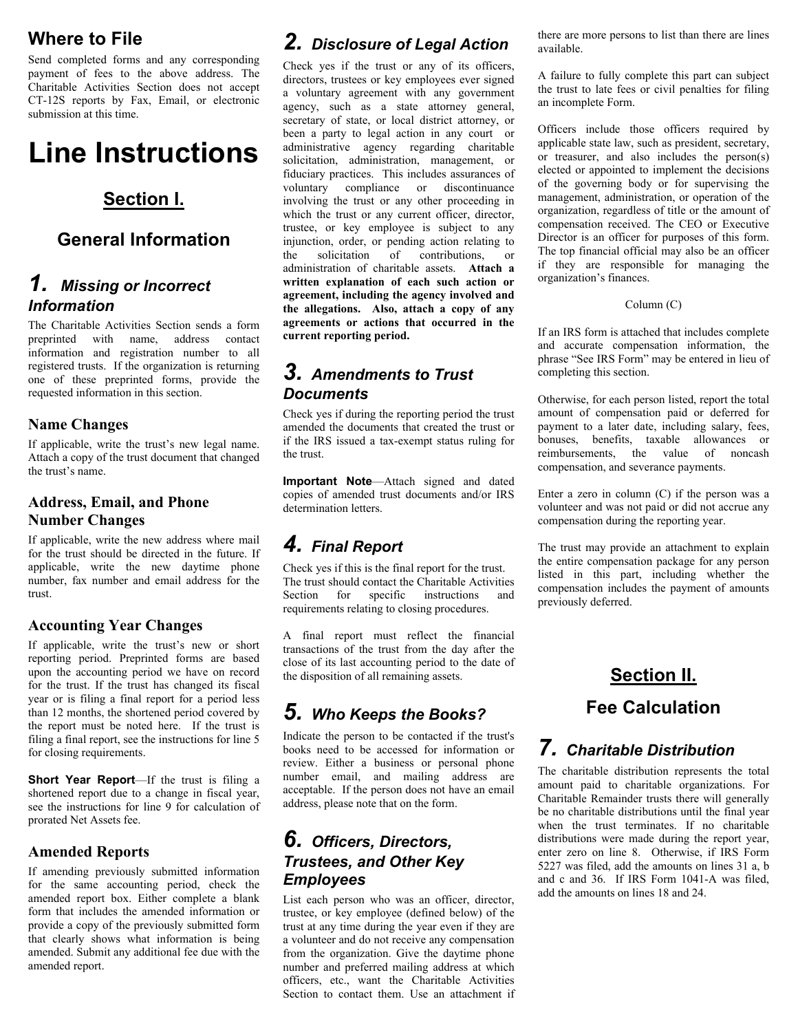## Where to File

Send completed forms and any corresponding payment of fees to the above address. The Charitable Activities Section does not accept CT-12S reports by Fax, Email, or electronic submission at this time.

# Line Instructions

## Section I.

## General Information

### 1. *Missing or Incorrect Information*

The Charitable Activities Section sends a form preprinted with name, address contact information and registration number to all registered trusts. If the organization is returning one of these preprinted forms, provide the requested information in this section.

#### Name Changes

If applicable, write the trust's new legal name. Attach a copy of the trust document that changed the trust's name.

#### Address, Email, and Phone Number Changes

If applicable, write the new address where mail for the trust should be directed in the future. If applicable, write the new daytime phone number, fax number and email address for the trust.

#### Accounting Year Changes

If applicable, write the trust's new or short reporting period. Preprinted forms are based upon the accounting period we have on record for the trust. If the trust has changed its fiscal year or is filing a final report for a period less than 12 months, the shortened period covered by the report must be noted here. If the trust is filing a final report, see the instructions for line 5 for closing requirements.

**Short Year Report**—If the trust is filing a shortened report due to a change in fiscal year, see the instructions for line 9 for calculation of prorated Net Assets fee.

#### Amended Reports

If amending previously submitted information for the same accounting period, check the amended report box. Either complete a blank form that includes the amended information or provide a copy of the previously submitted form that clearly shows what information is being amended. Submit any additional fee due with the amended report.

### 2. *Disclosure of Legal Action*

Check yes if the trust or any of its officers, directors, trustees or key employees ever signed a voluntary agreement with any government agency, such as a state attorney general, secretary of state, or local district attorney, or been a party to legal action in any court or administrative agency regarding charitable solicitation, administration, management, or fiduciary practices. This includes assurances of voluntary compliance or discontinuance involving the trust or any other proceeding in which the trust or any current officer, director, trustee, or key employee is subject to any injunction, order, or pending action relating to the solicitation of contributions, or administration of charitable assets. **Attach a written explanation of each such action or agreement, including the agency involved and the allegations. Also, attach a copy of any agreements or actions that occurred in the current reporting period.**

### 3. *Amendments to Trust Documents*

Check yes if during the reporting period the trust amended the documents that created the trust or if the IRS issued a tax-exempt status ruling for the trust.

**Important Note**—Attach signed and dated copies of amended trust documents and/or IRS determination letters.

### 4. *Final Report*

Check yes if this is the final report for the trust. The trust should contact the Charitable Activities Section for specific instructions and requirements relating to closing procedures.

A final report must reflect the financial transactions of the trust from the day after the close of its last accounting period to the date of the disposition of all remaining assets.

### 5. *Who Keeps the Books?*

Indicate the person to be contacted if the trust's books need to be accessed for information or review. Either a business or personal phone number email, and mailing address are acceptable. If the person does not have an email address, please note that on the form.

### 6. *Officers, Directors, Trustees, and Other Key Employees*

List each person who was an officer, director, trustee, or key employee (defined below) of the trust at any time during the year even if they are a volunteer and do not receive any compensation from the organization. Give the daytime phone number and preferred mailing address at which officers, etc., want the Charitable Activities Section to contact them. Use an attachment if there are more persons to list than there are lines available.

A failure to fully complete this part can subject the trust to late fees or civil penalties for filing an incomplete Form.

Officers include those officers required by applicable state law, such as president, secretary, or treasurer, and also includes the person(s) elected or appointed to implement the decisions of the governing body or for supervising the management, administration, or operation of the organization, regardless of title or the amount of compensation received. The CEO or Executive Director is an officer for purposes of this form. The top financial official may also be an officer if they are responsible for managing the organization's finances.

Column (C)

If an IRS form is attached that includes complete and accurate compensation information, the phrase "See IRS Form" may be entered in lieu of completing this section.

Otherwise, for each person listed, report the total amount of compensation paid or deferred for payment to a later date, including salary, fees, bonuses, benefits, taxable allowances or reimbursements, the value of noncash compensation, and severance payments.

Enter a zero in column (C) if the person was a volunteer and was not paid or did not accrue any compensation during the reporting year.

The trust may provide an attachment to explain the entire compensation package for any person listed in this part, including whether the compensation includes the payment of amounts previously deferred.

## Section II.

## Fee Calculation

### 7. *Charitable Distribution*

The charitable distribution represents the total amount paid to charitable organizations. For Charitable Remainder trusts there will generally be no charitable distributions until the final year when the trust terminates. If no charitable distributions were made during the report year, enter zero on line 8. Otherwise, if IRS Form 5227 was filed, add the amounts on lines 31 a, b and c and 36. If IRS Form 1041-A was filed, add the amounts on lines 18 and 24.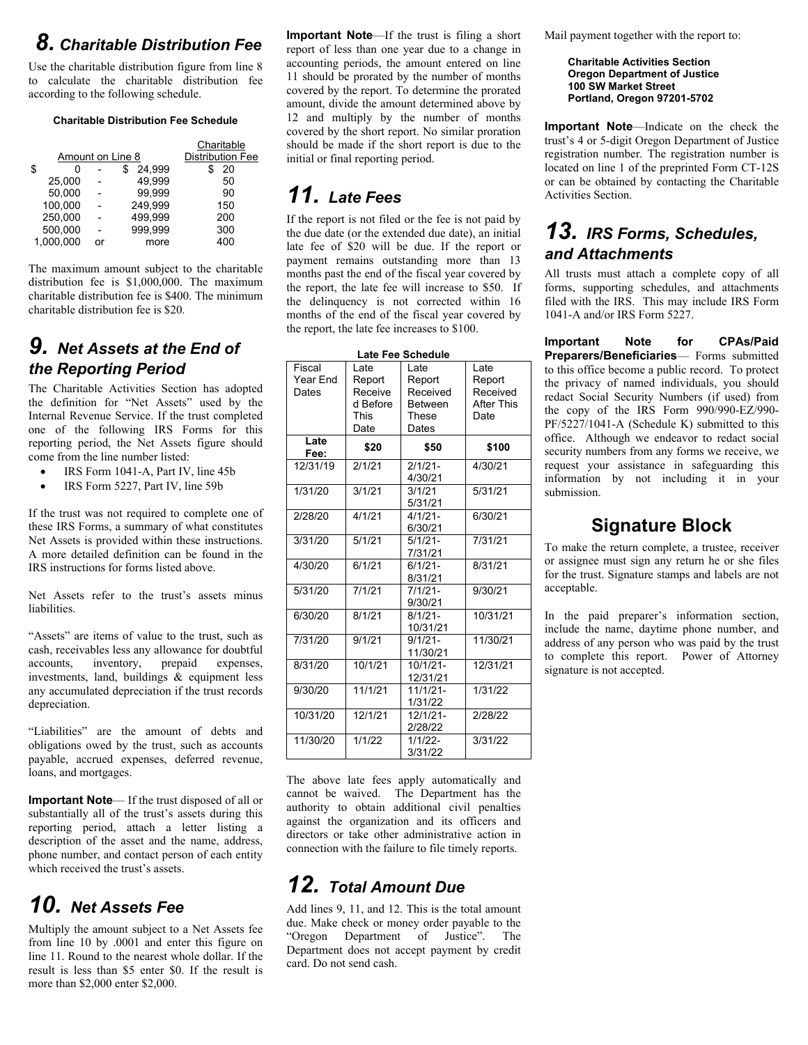## 8. *Charitable Distribution Fee*

Use the charitable distribution figure from line 8 to calculate the charitable distribution fee according to the following schedule.

**Charitable Distribution Fee Schedule**

| Amount on Line 8 | | | Charitable Distribution Fee |
|---|---|---|---|
| $ 0 | - | $ 24,999 | $ 20 |
| 25,000 | - | 49,999 | 50 |
| 50,000 | - | 99,999 | 90 |
| 100,000 | - | 249,999 | 150 |
| 250,000 | - | 499,999 | 200 |
| 500,000 | - | 999,999 | 300 |
| 1,000,000 | or | more | 400 |

The maximum amount subject to the charitable distribution fee is $1,000,000. The maximum charitable distribution fee is $400. The minimum charitable distribution fee is $20.

## 9. *Net Assets at the End of the Reporting Period*

The Charitable Activities Section has adopted the definition for "Net Assets" used by the Internal Revenue Service. If the trust completed one of the following IRS Forms for this reporting period, the Net Assets figure should come from the line number listed:

- IRS Form 1041-A, Part IV, line 45b
- IRS Form 5227, Part IV, line 59b

If the trust was not required to complete one of these IRS Forms, a summary of what constitutes Net Assets is provided within these instructions. A more detailed definition can be found in the IRS instructions for forms listed above.

Net Assets refer to the trust's assets minus liabilities.

"Assets" are items of value to the trust, such as cash, receivables less any allowance for doubtful accounts, inventory, prepaid expenses, investments, land, buildings & equipment less any accumulated depreciation if the trust records depreciation.

"Liabilities" are the amount of debts and obligations owed by the trust, such as accounts payable, accrued expenses, deferred revenue, loans, and mortgages.

**Important Note**— If the trust disposed of all or substantially all of the trust's assets during this reporting period, attach a letter listing a description of the asset and the name, address, phone number, and contact person of each entity which received the trust's assets.

## 10. *Net Assets Fee*

Multiply the amount subject to a Net Assets fee from line 10 by .0001 and enter this figure on line 11. Round to the nearest whole dollar. If the result is less than $5 enter $0. If the result is more than $2,000 enter $2,000.

**Important Note**—If the trust is filing a short report of less than one year due to a change in accounting periods, the amount entered on line 11 should be prorated by the number of months covered by the report. To determine the prorated amount, divide the amount determined above by 12 and multiply by the number of months covered by the short report. No similar proration should be made if the short report is due to the initial or final reporting period.

## 11. *Late Fees*

If the report is not filed or the fee is not paid by the due date (or the extended due date), an initial late fee of $20 will be due. If the report or payment remains outstanding more than 13 months past the end of the fiscal year covered by the report, the late fee will increase to $50. If the delinquency is not corrected within 16 months of the end of the fiscal year covered by the report, the late fee increases to $100.

**Late Fee Schedule**

| Fiscal Year End Dates | Late Report Received Before This Date | Late Report Received Between These Dates | Late Report Received After This Date |
|---|---|---|---|
| **Late Fee:** | **$20** | **$50** | **$100** |
| 12/31/19 | 2/1/21 | 2/1/21-4/30/21 | 4/30/21 |
| 1/31/20 | 3/1/21 | 3/1/21 5/31/21 | 5/31/21 |
| 2/28/20 | 4/1/21 | 4/1/21-6/30/21 | 6/30/21 |
| 3/31/20 | 5/1/21 | 5/1/21-7/31/21 | 7/31/21 |
| 4/30/20 | 6/1/21 | 6/1/21-8/31/21 | 8/31/21 |
| 5/31/20 | 7/1/21 | 7/1/21-9/30/21 | 9/30/21 |
| 6/30/20 | 8/1/21 | 8/1/21-10/31/21 | 10/31/21 |
| 7/31/20 | 9/1/21 | 9/1/21-11/30/21 | 11/30/21 |
| 8/31/20 | 10/1/21 | 10/1/21-12/31/21 | 12/31/21 |
| 9/30/20 | 11/1/21 | 11/1/21-1/31/22 | 1/31/22 |
| 10/31/20 | 12/1/21 | 12/1/21-2/28/22 | 2/28/22 |
| 11/30/20 | 1/1/22 | 1/1/22-3/31/22 | 3/31/22 |

The above late fees apply automatically and cannot be waived. The Department has the authority to obtain additional civil penalties against the organization and its officers and directors or take other administrative action in connection with the failure to file timely reports.

## 12. *Total Amount Due*

Add lines 9, 11, and 12. This is the total amount due. Make check or money order payable to the "Oregon Department of Justice". The Department does not accept payment by credit card. Do not send cash.

Mail payment together with the report to:

**Charitable Activities Section**
**Oregon Department of Justice**
**100 SW Market Street**
**Portland, Oregon 97201-5702**

**Important Note**—Indicate on the check the trust's 4 or 5-digit Oregon Department of Justice registration number. The registration number is located on line 1 of the preprinted Form CT-12S or can be obtained by contacting the Charitable Activities Section.

## 13. *IRS Forms, Schedules, and Attachments*

All trusts must attach a complete copy of all forms, supporting schedules, and attachments filed with the IRS. This may include IRS Form 1041-A and/or IRS Form 5227.

**Important Note for CPAs/Paid Preparers/Beneficiaries**— Forms submitted to this office become a public record. To protect the privacy of named individuals, you should redact Social Security Numbers (if used) from the copy of the IRS Form 990/990-EZ/990-PF/5227/1041-A (Schedule K) submitted to this office. Although we endeavor to redact social security numbers from any forms we receive, we request your assistance in safeguarding this information by not including it in your submission.

## Signature Block

To make the return complete, a trustee, receiver or assignee must sign any return he or she files for the trust. Signature stamps and labels are not acceptable.

In the paid preparer's information section, include the name, daytime phone number, and address of any person who was paid by the trust to complete this report. Power of Attorney signature is not accepted.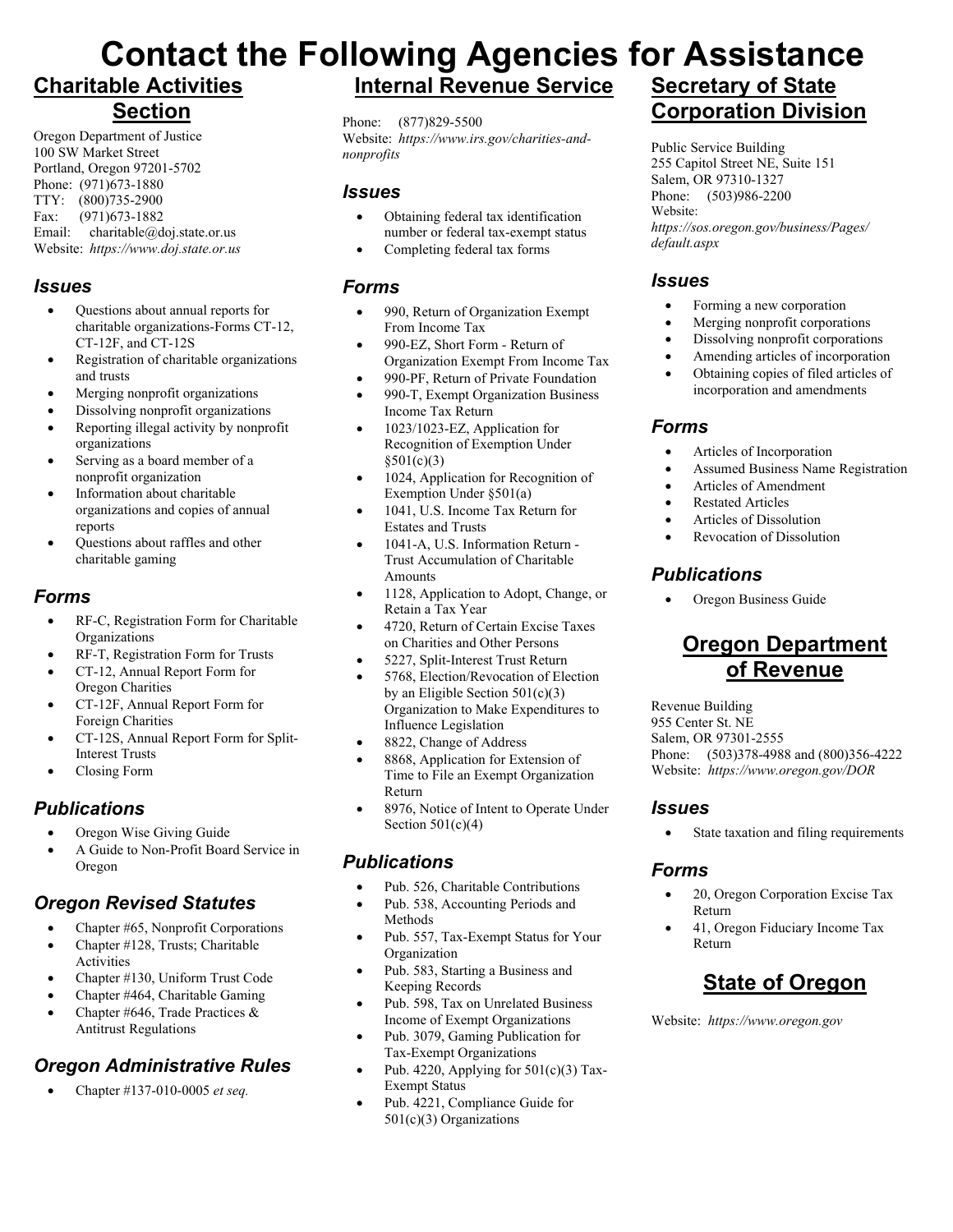# Contact the Following Agencies for Assistance

## Charitable Activities Section

Oregon Department of Justice
100 SW Market Street
Portland, Oregon 97201-5702
Phone: (971)673-1880
TTY: (800)735-2900
Fax: (971)673-1882
Email: charitable@doj.state.or.us
Website: *https://www.doj.state.or.us*

### *Issues*

- Questions about annual reports for charitable organizations-Forms CT-12, CT-12F, and CT-12S
- Registration of charitable organizations and trusts
- Merging nonprofit organizations
- Dissolving nonprofit organizations
- Reporting illegal activity by nonprofit organizations
- Serving as a board member of a nonprofit organization
- Information about charitable organizations and copies of annual reports
- Questions about raffles and other charitable gaming

### *Forms*

- RF-C, Registration Form for Charitable Organizations
- RF-T, Registration Form for Trusts
- CT-12, Annual Report Form for Oregon Charities
- CT-12F, Annual Report Form for Foreign Charities
- CT-12S, Annual Report Form for Split-Interest Trusts
- Closing Form

### *Publications*

- Oregon Wise Giving Guide
- A Guide to Non-Profit Board Service in Oregon

### *Oregon Revised Statutes*

- Chapter #65, Nonprofit Corporations
- Chapter #128, Trusts; Charitable Activities
- Chapter #130, Uniform Trust Code
- Chapter #464, Charitable Gaming
- Chapter #646, Trade Practices & Antitrust Regulations

### *Oregon Administrative Rules*

- Chapter #137-010-0005 *et seq.*

## Internal Revenue Service

Phone: (877)829-5500
Website: *https://www.irs.gov/charities-and-nonprofits*

### *Issues*

- Obtaining federal tax identification number or federal tax-exempt status
- Completing federal tax forms

### *Forms*

- 990, Return of Organization Exempt From Income Tax
- 990-EZ, Short Form - Return of Organization Exempt From Income Tax
- 990-PF, Return of Private Foundation
- 990-T, Exempt Organization Business Income Tax Return
- 1023/1023-EZ, Application for Recognition of Exemption Under §501(c)(3)
- 1024, Application for Recognition of Exemption Under §501(a)
- 1041, U.S. Income Tax Return for Estates and Trusts
- 1041-A, U.S. Information Return - Trust Accumulation of Charitable Amounts
- 1128, Application to Adopt, Change, or Retain a Tax Year
- 4720, Return of Certain Excise Taxes on Charities and Other Persons
- 5227, Split-Interest Trust Return
- 5768, Election/Revocation of Election by an Eligible Section 501(c)(3) Organization to Make Expenditures to Influence Legislation
- 8822, Change of Address
- 8868, Application for Extension of Time to File an Exempt Organization Return
- 8976, Notice of Intent to Operate Under Section 501(c)(4)

### *Publications*

- Pub. 526, Charitable Contributions
- Pub. 538, Accounting Periods and Methods
- Pub. 557, Tax-Exempt Status for Your Organization
- Pub. 583, Starting a Business and Keeping Records
- Pub. 598, Tax on Unrelated Business Income of Exempt Organizations
- Pub. 3079, Gaming Publication for Tax-Exempt Organizations
- Pub. 4220, Applying for 501(c)(3) Tax-Exempt Status
- Pub. 4221, Compliance Guide for 501(c)(3) Organizations

## Secretary of State Corporation Division

Public Service Building
255 Capitol Street NE, Suite 151
Salem, OR 97310-1327
Phone: (503)986-2200
Website: *https://sos.oregon.gov/business/Pages/default.aspx*

### *Issues*

- Forming a new corporation
- Merging nonprofit corporations
- Dissolving nonprofit corporations
- Amending articles of incorporation
- Obtaining copies of filed articles of incorporation and amendments

### *Forms*

- Articles of Incorporation
- Assumed Business Name Registration
- Articles of Amendment
- Restated Articles
- Articles of Dissolution
- Revocation of Dissolution

### *Publications*

- Oregon Business Guide

## Oregon Department of Revenue

Revenue Building
955 Center St. NE
Salem, OR 97301-2555
Phone: (503)378-4988 and (800)356-4222
Website: *https://www.oregon.gov/DOR*

### *Issues*

- State taxation and filing requirements

### *Forms*

- 20, Oregon Corporation Excise Tax Return
- 41, Oregon Fiduciary Income Tax Return

## State of Oregon

Website: *https://www.oregon.gov*